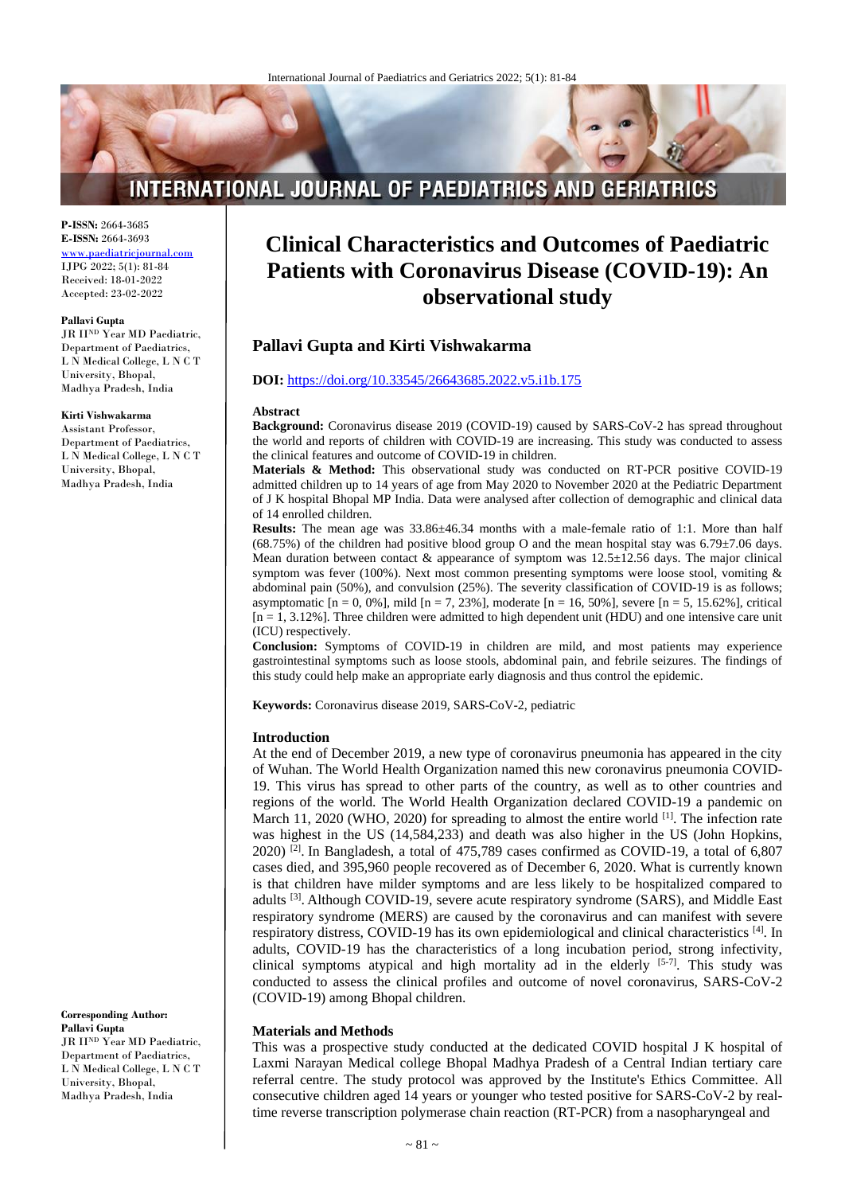# Clinical Characteristics and Outcomes of Paediatric Patients with Coronavirus Disease (COVID-19): An observational study

**P-ISSN:** 2664-3685
**E-ISSN:** 2664-3693
www.paediatricjournal.com
IJPG 2022; 5(1): 81-84
Received: 18-01-2022
Accepted: 23-02-2022

**Pallavi Gupta**
JR II[ND] Year MD Paediatric, Department of Paediatrics, L N Medical College, L N C T University, Bhopal, Madhya Pradesh, India

**Kirti Vishwakarma**
Assistant Professor, Department of Paediatrics, L N Medical College, L N C T University, Bhopal, Madhya Pradesh, India

**Corresponding Author:**
**Pallavi Gupta**
JR II[ND] Year MD Paediatric, Department of Paediatrics, L N Medical College, L N C T University, Bhopal, Madhya Pradesh, India

## Pallavi Gupta and Kirti Vishwakarma

**DOI:** https://doi.org/10.33545/26643685.2022.v5.i1b.175

### Abstract

**Background:** Coronavirus disease 2019 (COVID-19) caused by SARS-CoV-2 has spread throughout the world and reports of children with COVID-19 are increasing. This study was conducted to assess the clinical features and outcome of COVID-19 in children.

**Materials & Method:** This observational study was conducted on RT-PCR positive COVID-19 admitted children up to 14 years of age from May 2020 to November 2020 at the Pediatric Department of J K hospital Bhopal MP India. Data were analysed after collection of demographic and clinical data of 14 enrolled children.

**Results:** The mean age was 33.86±46.34 months with a male-female ratio of 1:1. More than half (68.75%) of the children had positive blood group O and the mean hospital stay was 6.79±7.06 days. Mean duration between contact & appearance of symptom was 12.5±12.56 days. The major clinical symptom was fever (100%). Next most common presenting symptoms were loose stool, vomiting & abdominal pain (50%), and convulsion (25%). The severity classification of COVID-19 is as follows; asymptomatic [n = 0, 0%], mild [n = 7, 23%], moderate [n = 16, 50%], severe [n = 5, 15.62%], critical [n = 1, 3.12%]. Three children were admitted to high dependent unit (HDU) and one intensive care unit (ICU) respectively.

**Conclusion:** Symptoms of COVID-19 in children are mild, and most patients may experience gastrointestinal symptoms such as loose stools, abdominal pain, and febrile seizures. The findings of this study could help make an appropriate early diagnosis and thus control the epidemic.

**Keywords:** Coronavirus disease 2019, SARS-CoV-2, pediatric

### Introduction

At the end of December 2019, a new type of coronavirus pneumonia has appeared in the city of Wuhan. The World Health Organization named this new coronavirus pneumonia COVID-19. This virus has spread to other parts of the country, as well as to other countries and regions of the world. The World Health Organization declared COVID-19 a pandemic on March 11, 2020 (WHO, 2020) for spreading to almost the entire world [1]. The infection rate was highest in the US (14,584,233) and death was also higher in the US (John Hopkins, 2020) [2]. In Bangladesh, a total of 475,789 cases confirmed as COVID-19, a total of 6,807 cases died, and 395,960 people recovered as of December 6, 2020. What is currently known is that children have milder symptoms and are less likely to be hospitalized compared to adults [3]. Although COVID-19, severe acute respiratory syndrome (SARS), and Middle East respiratory syndrome (MERS) are caused by the coronavirus and can manifest with severe respiratory distress, COVID-19 has its own epidemiological and clinical characteristics [4]. In adults, COVID-19 has the characteristics of a long incubation period, strong infectivity, clinical symptoms atypical and high mortality ad in the elderly [5-7]. This study was conducted to assess the clinical profiles and outcome of novel coronavirus, SARS-CoV-2 (COVID-19) among Bhopal children.

### Materials and Methods

This was a prospective study conducted at the dedicated COVID hospital J K hospital of Laxmi Narayan Medical college Bhopal Madhya Pradesh of a Central Indian tertiary care referral centre. The study protocol was approved by the Institute's Ethics Committee. All consecutive children aged 14 years or younger who tested positive for SARS-CoV-2 by real-time reverse transcription polymerase chain reaction (RT-PCR) from a nasopharyngeal and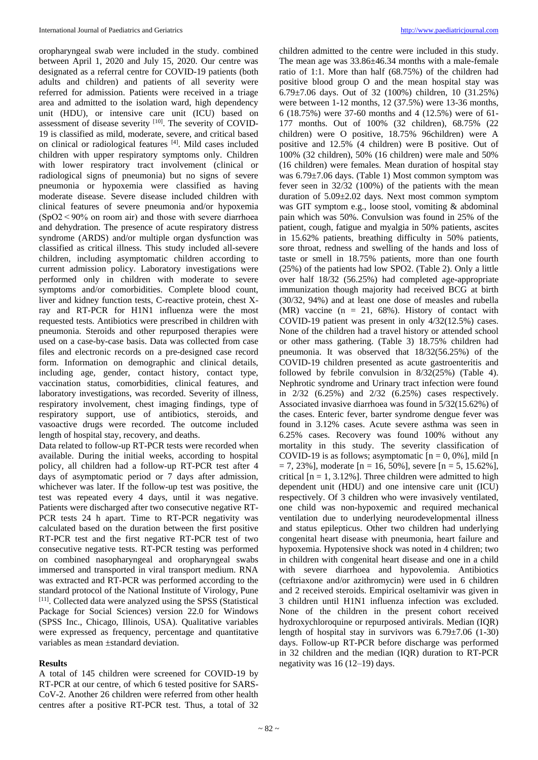oropharyngeal swab were included in the study. combined between April 1, 2020 and July 15, 2020. Our centre was designated as a referral centre for COVID-19 patients (both adults and children) and patients of all severity were referred for admission. Patients were received in a triage area and admitted to the isolation ward, high dependency unit (HDU), or intensive care unit (ICU) based on assessment of disease severity [10]. The severity of COVID-19 is classified as mild, moderate, severe, and critical based on clinical or radiological features [4]. Mild cases included children with upper respiratory symptoms only. Children with lower respiratory tract involvement (clinical or radiological signs of pneumonia) but no signs of severe pneumonia or hypoxemia were classified as having moderate disease. Severe disease included children with clinical features of severe pneumonia and/or hypoxemia ($SpO_2 < 90\%$ on room air) and those with severe diarrhoea and dehydration. The presence of acute respiratory distress syndrome (ARDS) and/or multiple organ dysfunction was classified as critical illness. This study included all-severe children, including asymptomatic children according to current admission policy. Laboratory investigations were performed only in children with moderate to severe symptoms and/or comorbidities. Complete blood count, liver and kidney function tests, C-reactive protein, chest X-ray and RT-PCR for H1N1 influenza were the most requested tests. Antibiotics were prescribed in children with pneumonia. Steroids and other repurposed therapies were used on a case-by-case basis. Data was collected from case files and electronic records on a pre-designed case record form. Information on demographic and clinical details, including age, gender, contact history, contact type, vaccination status, comorbidities, clinical features, and laboratory investigations, was recorded. Severity of illness, respiratory involvement, chest imaging findings, type of respiratory support, use of antibiotics, steroids, and vasoactive drugs were recorded. The outcome included length of hospital stay, recovery, and deaths.

Data related to follow-up RT-PCR tests were recorded when available. During the initial weeks, according to hospital policy, all children had a follow-up RT-PCR test after 4 days of asymptomatic period or 7 days after admission, whichever was later. If the follow-up test was positive, the test was repeated every 4 days, until it was negative. Patients were discharged after two consecutive negative RT-PCR tests 24 h apart. Time to RT-PCR negativity was calculated based on the duration between the first positive RT-PCR test and the first negative RT-PCR test of two consecutive negative tests. RT-PCR testing was performed on combined nasopharyngeal and oropharyngeal swabs immersed and transported in viral transport medium. RNA was extracted and RT-PCR was performed according to the standard protocol of the National Institute of Virology, Pune [11]. Collected data were analyzed using the SPSS (Statistical Package for Social Sciences) version 22.0 for Windows (SPSS Inc., Chicago, Illinois, USA). Qualitative variables were expressed as frequency, percentage and quantitative variables as mean ±standard deviation.

## Results

A total of 145 children were screened for COVID-19 by RT-PCR at our centre, of which 6 tested positive for SARS-CoV-2. Another 26 children were referred from other health centres after a positive RT-PCR test. Thus, a total of 32 children admitted to the centre were included in this study. The mean age was 33.86±46.34 months with a male-female ratio of 1:1. More than half (68.75%) of the children had positive blood group O and the mean hospital stay was 6.79±7.06 days. Out of 32 (100%) children, 10 (31.25%) were between 1-12 months, 12 (37.5%) were 13-36 months, 6 (18.75%) were 37-60 months and 4 (12.5%) were of 61-177 months. Out of 100% (32 children), 68.75% (22 children) were O positive, 18.75% 96children) were A positive and 12.5% (4 children) were B positive. Out of 100% (32 children), 50% (16 children) were male and 50% (16 children) were females. Mean duration of hospital stay was 6.79±7.06 days. (Table 1) Most common symptom was fever seen in 32/32 (100%) of the patients with the mean duration of 5.09±2.02 days. Next most common symptom was GIT symptom e.g., loose stool, vomiting & abdominal pain which was 50%. Convulsion was found in 25% of the patient, cough, fatigue and myalgia in 50% patients, ascites in 15.62% patients, breathing difficulty in 50% patients, sore throat, redness and swelling of the hands and loss of taste or smell in 18.75% patients, more than one fourth (25%) of the patients had low SPO2. (Table 2). Only a little over half 18/32 (56.25%) had completed age-appropriate immunization though majority had received BCG at birth (30/32, 94%) and at least one dose of measles and rubella (MR) vaccine (n = 21, 68%). History of contact with COVID-19 patient was present in only 4/32(12.5%) cases. None of the children had a travel history or attended school or other mass gathering. (Table 3) 18.75% children had pneumonia. It was observed that 18/32(56.25%) of the COVID-19 children presented as acute gastroenteritis and followed by febrile convulsion in 8/32(25%) (Table 4). Nephrotic syndrome and Urinary tract infection were found in 2/32 (6.25%) and 2/32 (6.25%) cases respectively. Associated invasive diarrhoea was found in 5/32(15.62%) of the cases. Enteric fever, barter syndrome dengue fever was found in 3.12% cases. Acute severe asthma was seen in 6.25% cases. Recovery was found 100% without any mortality in this study. The severity classification of COVID-19 is as follows; asymptomatic [n = 0, 0%], mild [n = 7, 23%], moderate [n = 16, 50%], severe [n = 5, 15.62%], critical [n = 1, 3.12%]. Three children were admitted to high dependent unit (HDU) and one intensive care unit (ICU) respectively. Of 3 children who were invasively ventilated, one child was non-hypoxemic and required mechanical ventilation due to underlying neurodevelopmental illness and status epilepticus. Other two children had underlying congenital heart disease with pneumonia, heart failure and hypoxemia. Hypotensive shock was noted in 4 children; two in children with congenital heart disease and one in a child with severe diarrhoea and hypovolemia. Antibiotics (ceftriaxone and/or azithromycin) were used in 6 children and 2 received steroids. Empirical oseltamivir was given in 3 children until H1N1 influenza infection was excluded. None of the children in the present cohort received hydroxychloroquine or repurposed antivirals. Median (IQR) length of hospital stay in survivors was 6.79±7.06 (1-30) days. Follow-up RT-PCR before discharge was performed in 32 children and the median (IQR) duration to RT-PCR negativity was 16 (12–19) days.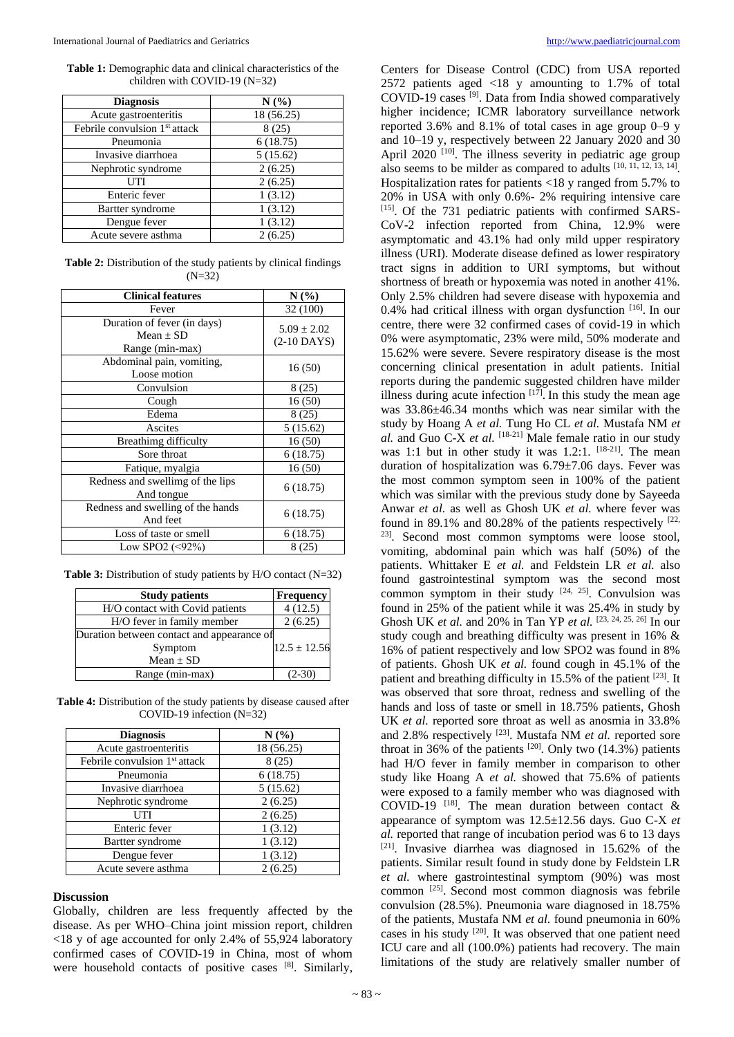**Table 1:** Demographic data and clinical characteristics of the children with COVID-19 (N=32)

| Diagnosis | N (%) |
| --- | --- |
| Acute gastroenteritis | 18 (56.25) |
| Febrile convulsion 1st attack | 8 (25) |
| Pneumonia | 6 (18.75) |
| Invasive diarrhoea | 5 (15.62) |
| Nephrotic syndrome | 2 (6.25) |
| UTI | 2 (6.25) |
| Enteric fever | 1 (3.12) |
| Bartter syndrome | 1 (3.12) |
| Dengue fever | 1 (3.12) |
| Acute severe asthma | 2 (6.25) |

**Table 2:** Distribution of the study patients by clinical findings (N=32)

| Clinical features | N (%) |
| --- | --- |
| Fever | 32 (100) |
| Duration of fever (in days) Mean ± SD Range (min-max) | 5.09 ± 2.02 (2-10 DAYS) |
| Abdominal pain, vomiting, Loose motion | 16 (50) |
| Convulsion | 8 (25) |
| Cough | 16 (50) |
| Edema | 8 (25) |
| Ascites | 5 (15.62) |
| Breathimg difficulty | 16 (50) |
| Sore throat | 6 (18.75) |
| Fatique, myalgia | 16 (50) |
| Redness and swellimg of the lips And tongue | 6 (18.75) |
| Redness and swelling of the hands And feet | 6 (18.75) |
| Loss of taste or smell | 6 (18.75) |
| Low SPO2 (<92%) | 8 (25) |

**Table 3:** Distribution of study patients by H/O contact (N=32)

| Study patients | Frequency |
| --- | --- |
| H/O contact with Covid patients | 4 (12.5) |
| H/O fever in family member | 2 (6.25) |
| Duration between contact and appearance of Symptom Mean ± SD | 12.5 ± 12.56 |
| Range (min-max) | (2-30) |

**Table 4:** Distribution of the study patients by disease caused after COVID-19 infection (N=32)

| Diagnosis | N (%) |
| --- | --- |
| Acute gastroenteritis | 18 (56.25) |
| Febrile convulsion 1st attack | 8 (25) |
| Pneumonia | 6 (18.75) |
| Invasive diarrhoea | 5 (15.62) |
| Nephrotic syndrome | 2 (6.25) |
| UTI | 2 (6.25) |
| Enteric fever | 1 (3.12) |
| Bartter syndrome | 1 (3.12) |
| Dengue fever | 1 (3.12) |
| Acute severe asthma | 2 (6.25) |

## Discussion

Globally, children are less frequently affected by the disease. As per WHO–China joint mission report, children <18 y of age accounted for only 2.4% of 55,924 laboratory confirmed cases of COVID-19 in China, most of whom were household contacts of positive cases [8]. Similarly, Centers for Disease Control (CDC) from USA reported 2572 patients aged <18 y amounting to 1.7% of total COVID-19 cases [9]. Data from India showed comparatively higher incidence; ICMR laboratory surveillance network reported 3.6% and 8.1% of total cases in age group 0–9 y and 10–19 y, respectively between 22 January 2020 and 30 April 2020 [10]. The illness severity in pediatric age group also seems to be milder as compared to adults [10, 11, 12, 13, 14]. Hospitalization rates for patients <18 y ranged from 5.7% to 20% in USA with only 0.6%- 2% requiring intensive care [15]. Of the 731 pediatric patients with confirmed SARS-CoV-2 infection reported from China, 12.9% were asymptomatic and 43.1% had only mild upper respiratory illness (URI). Moderate disease defined as lower respiratory tract signs in addition to URI symptoms, but without shortness of breath or hypoxemia was noted in another 41%. Only 2.5% children had severe disease with hypoxemia and 0.4% had critical illness with organ dysfunction [16]. In our centre, there were 32 confirmed cases of covid-19 in which 0% were asymptomatic, 23% were mild, 50% moderate and 15.62% were severe. Severe respiratory disease is the most concerning clinical presentation in adult patients. Initial reports during the pandemic suggested children have milder illness during acute infection [17]. In this study the mean age was 33.86±46.34 months which was near similar with the study by Hoang A *et al.* Tung Ho CL *et al.* Mustafa NM *et al.* and Guo C-X *et al.* [18-21] Male female ratio in our study was 1:1 but in other study it was 1.2:1. [18-21]. The mean duration of hospitalization was 6.79±7.06 days. Fever was the most common symptom seen in 100% of the patient which was similar with the previous study done by Sayeeda Anwar *et al.* as well as Ghosh UK *et al.* where fever was found in 89.1% and 80.28% of the patients respectively [22, 23]. Second most common symptoms were loose stool, vomiting, abdominal pain which was half (50%) of the patients. Whittaker E *et al.* and Feldstein LR *et al.* also found gastrointestinal symptom was the second most common symptom in their study [24, 25]. Convulsion was found in 25% of the patient while it was 25.4% in study by Ghosh UK *et al.* and 20% in Tan YP *et al.* [23, 24, 25, 26] In our study cough and breathing difficulty was present in 16% & 16% of patient respectively and low SPO2 was found in 8% of patients. Ghosh UK *et al.* found cough in 45.1% of the patient and breathing difficulty in 15.5% of the patient [23]. It was observed that sore throat, redness and swelling of the hands and loss of taste or smell in 18.75% patients, Ghosh UK *et al.* reported sore throat as well as anosmia in 33.8% and 2.8% respectively [23]. Mustafa NM *et al.* reported sore throat in 36% of the patients [20]. Only two (14.3%) patients had H/O fever in family member in comparison to other study like Hoang A *et al.* showed that 75.6% of patients were exposed to a family member who was diagnosed with COVID-19 [18]. The mean duration between contact & appearance of symptom was 12.5±12.56 days. Guo C-X *et al.* reported that range of incubation period was 6 to 13 days [21]. Invasive diarrhea was diagnosed in 15.62% of the patients. Similar result found in study done by Feldstein LR *et al.* where gastrointestinal symptom (90%) was most common [25]. Second most common diagnosis was febrile convulsion (28.5%). Pneumonia ware diagnosed in 18.75% of the patients, Mustafa NM *et al.* found pneumonia in 60% cases in his study [20]. It was observed that one patient need ICU care and all (100.0%) patients had recovery. The main limitations of the study are relatively smaller number of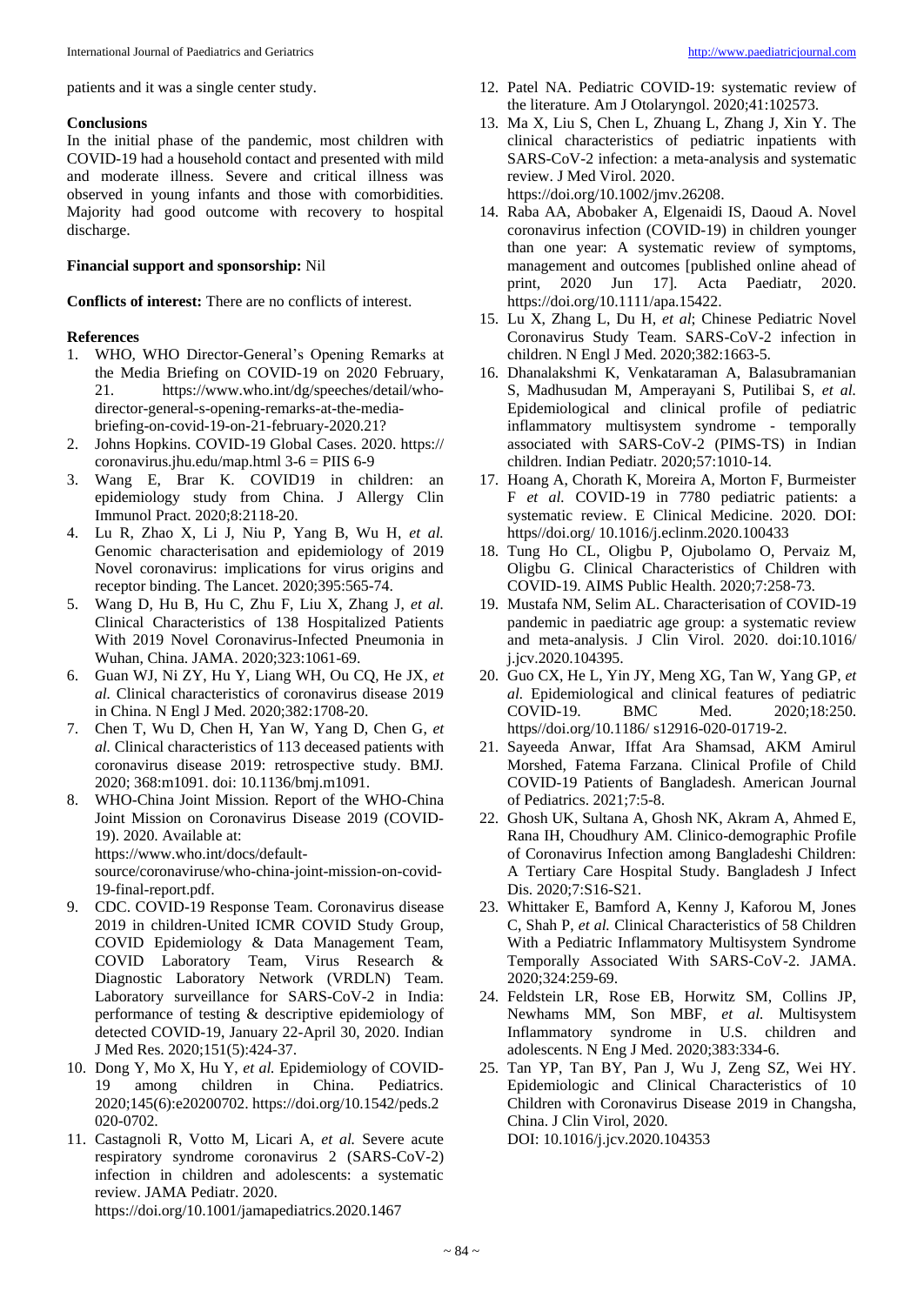patients and it was a single center study.

### Conclusions

In the initial phase of the pandemic, most children with COVID-19 had a household contact and presented with mild and moderate illness. Severe and critical illness was observed in young infants and those with comorbidities. Majority had good outcome with recovery to hospital discharge.

**Financial support and sponsorship:** Nil

**Conflicts of interest:** There are no conflicts of interest.

### References

1. WHO, WHO Director-General's Opening Remarks at the Media Briefing on COVID-19 on 2020 February, 21. https://www.who.int/dg/speeches/detail/who-director-general-s-opening-remarks-at-the-media-briefing-on-covid-19-on-21-february-2020.21?
2. Johns Hopkins. COVID-19 Global Cases. 2020. https:// coronavirus.jhu.edu/map.html 3-6 = PIIS 6-9
3. Wang E, Brar K. COVID19 in children: an epidemiology study from China. J Allergy Clin Immunol Pract. 2020;8:2118-20.
4. Lu R, Zhao X, Li J, Niu P, Yang B, Wu H, *et al.* Genomic characterisation and epidemiology of 2019 Novel coronavirus: implications for virus origins and receptor binding. The Lancet. 2020;395:565-74.
5. Wang D, Hu B, Hu C, Zhu F, Liu X, Zhang J, *et al.* Clinical Characteristics of 138 Hospitalized Patients With 2019 Novel Coronavirus-Infected Pneumonia in Wuhan, China. JAMA. 2020;323:1061-69.
6. Guan WJ, Ni ZY, Hu Y, Liang WH, Ou CQ, He JX, *et al.* Clinical characteristics of coronavirus disease 2019 in China. N Engl J Med. 2020;382:1708-20.
7. Chen T, Wu D, Chen H, Yan W, Yang D, Chen G, *et al.* Clinical characteristics of 113 deceased patients with coronavirus disease 2019: retrospective study. BMJ. 2020; 368:m1091. doi: 10.1136/bmj.m1091.
8. WHO-China Joint Mission. Report of the WHO-China Joint Mission on Coronavirus Disease 2019 (COVID-19). 2020. Available at: https://www.who.int/docs/default-source/coronaviruse/who-china-joint-mission-on-covid-19-final-report.pdf.
9. CDC. COVID-19 Response Team. Coronavirus disease 2019 in children-United ICMR COVID Study Group, COVID Epidemiology & Data Management Team, COVID Laboratory Team, Virus Research & Diagnostic Laboratory Network (VRDLN) Team. Laboratory surveillance for SARS-CoV-2 in India: performance of testing & descriptive epidemiology of detected COVID-19, January 22-April 30, 2020. Indian J Med Res. 2020;151(5):424-37.
10. Dong Y, Mo X, Hu Y, *et al.* Epidemiology of COVID-19 among children in China. Pediatrics. 2020;145(6):e20200702. https://doi.org/10.1542/peds.2020-0702.
11. Castagnoli R, Votto M, Licari A, *et al.* Severe acute respiratory syndrome coronavirus 2 (SARS-CoV-2) infection in children and adolescents: a systematic review. JAMA Pediatr. 2020. https://doi.org/10.1001/jamapediatrics.2020.1467
12. Patel NA. Pediatric COVID-19: systematic review of the literature. Am J Otolaryngol. 2020;41:102573.
13. Ma X, Liu S, Chen L, Zhuang L, Zhang J, Xin Y. The clinical characteristics of pediatric inpatients with SARS-CoV-2 infection: a meta-analysis and systematic review. J Med Virol. 2020. https://doi.org/10.1002/jmv.26208.
14. Raba AA, Abobaker A, Elgenaidi IS, Daoud A. Novel coronavirus infection (COVID-19) in children younger than one year: A systematic review of symptoms, management and outcomes [published online ahead of print, 2020 Jun 17]. Acta Paediatr, 2020. https://doi.org/10.1111/apa.15422.
15. Lu X, Zhang L, Du H, *et al*; Chinese Pediatric Novel Coronavirus Study Team. SARS-CoV-2 infection in children. N Engl J Med. 2020;382:1663-5.
16. Dhanalakshmi K, Venkataraman A, Balasubramanian S, Madhusudan M, Amperayani S, Putilibai S, *et al.* Epidemiological and clinical profile of pediatric inflammatory multisystem syndrome - temporally associated with SARS-CoV-2 (PIMS-TS) in Indian children. Indian Pediatr. 2020;57:1010-14.
17. Hoang A, Chorath K, Moreira A, Morton F, Burmeister F *et al.* COVID-19 in 7780 pediatric patients: a systematic review. E Clinical Medicine. 2020. DOI: https//doi.org/ 10.1016/j.eclinm.2020.100433
18. Tung Ho CL, Oligbu P, Ojubolamo O, Pervaiz M, Oligbu G. Clinical Characteristics of Children with COVID-19. AIMS Public Health. 2020;7:258-73.
19. Mustafa NM, Selim AL. Characterisation of COVID-19 pandemic in paediatric age group: a systematic review and meta-analysis. J Clin Virol. 2020. doi:10.1016/ j.jcv.2020.104395.
20. Guo CX, He L, Yin JY, Meng XG, Tan W, Yang GP, *et al.* Epidemiological and clinical features of pediatric COVID-19. BMC Med. 2020;18:250. https//doi.org/10.1186/ s12916-020-01719-2.
21. Sayeeda Anwar, Iffat Ara Shamsad, AKM Amirul Morshed, Fatema Farzana. Clinical Profile of Child COVID-19 Patients of Bangladesh. American Journal of Pediatrics. 2021;7:5-8.
22. Ghosh UK, Sultana A, Ghosh NK, Akram A, Ahmed E, Rana IH, Choudhury AM. Clinico-demographic Profile of Coronavirus Infection among Bangladeshi Children: A Tertiary Care Hospital Study. Bangladesh J Infect Dis. 2020;7:S16-S21.
23. Whittaker E, Bamford A, Kenny J, Kaforou M, Jones C, Shah P, *et al.* Clinical Characteristics of 58 Children With a Pediatric Inflammatory Multisystem Syndrome Temporally Associated With SARS-CoV-2. JAMA. 2020;324:259-69.
24. Feldstein LR, Rose EB, Horwitz SM, Collins JP, Newhams MM, Son MBF, *et al.* Multisystem Inflammatory syndrome in U.S. children and adolescents. N Eng J Med. 2020;383:334-6.
25. Tan YP, Tan BY, Pan J, Wu J, Zeng SZ, Wei HY. Epidemiologic and Clinical Characteristics of 10 Children with Coronavirus Disease 2019 in Changsha, China. J Clin Virol, 2020. DOI: 10.1016/j.jcv.2020.104353